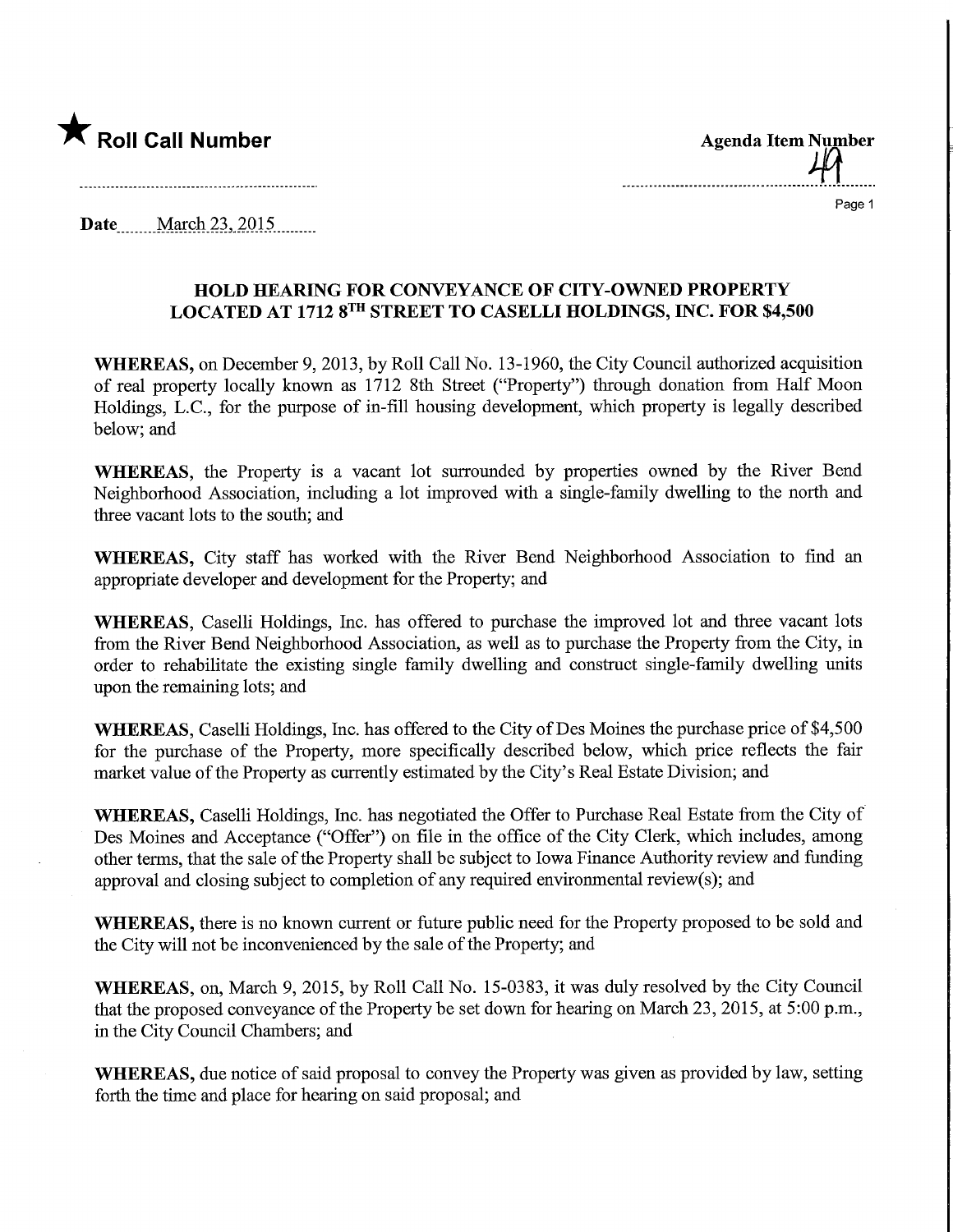★ **Roll Call Number**

**Agenda Item Number**
49

**Date** March 23, 2015

## HOLD HEARING FOR CONVEYANCE OF CITY-OWNED PROPERTY LOCATED AT 1712 8TH STREET TO CASELLI HOLDINGS, INC. FOR $4,500

**WHEREAS,** on December 9, 2013, by Roll Call No. 13-1960, the City Council authorized acquisition of real property locally known as 1712 8th Street ("Property") through donation from Half Moon Holdings, L.C., for the purpose of in-fill housing development, which property is legally described below; and

**WHEREAS**, the Property is a vacant lot surrounded by properties owned by the River Bend Neighborhood Association, including a lot improved with a single-family dwelling to the north and three vacant lots to the south; and

**WHEREAS,** City staff has worked with the River Bend Neighborhood Association to find an appropriate developer and development for the Property; and

**WHEREAS**, Caselli Holdings, Inc. has offered to purchase the improved lot and three vacant lots from the River Bend Neighborhood Association, as well as to purchase the Property from the City, in order to rehabilitate the existing single family dwelling and construct single-family dwelling units upon the remaining lots; and

**WHEREAS**, Caselli Holdings, Inc. has offered to the City of Des Moines the purchase price of $4,500 for the purchase of the Property, more specifically described below, which price reflects the fair market value of the Property as currently estimated by the City's Real Estate Division; and

**WHEREAS**, Caselli Holdings, Inc. has negotiated the Offer to Purchase Real Estate from the City of Des Moines and Acceptance ("Offer") on file in the office of the City Clerk, which includes, among other terms, that the sale of the Property shall be subject to Iowa Finance Authority review and funding approval and closing subject to completion of any required environmental review(s); and

**WHEREAS,** there is no known current or future public need for the Property proposed to be sold and the City will not be inconvenienced by the sale of the Property; and

**WHEREAS,** on, March 9, 2015, by Roll Call No. 15-0383, it was duly resolved by the City Council that the proposed conveyance of the Property be set down for hearing on March 23, 2015, at 5:00 p.m., in the City Council Chambers; and

**WHEREAS,** due notice of said proposal to convey the Property was given as provided by law, setting forth the time and place for hearing on said proposal; and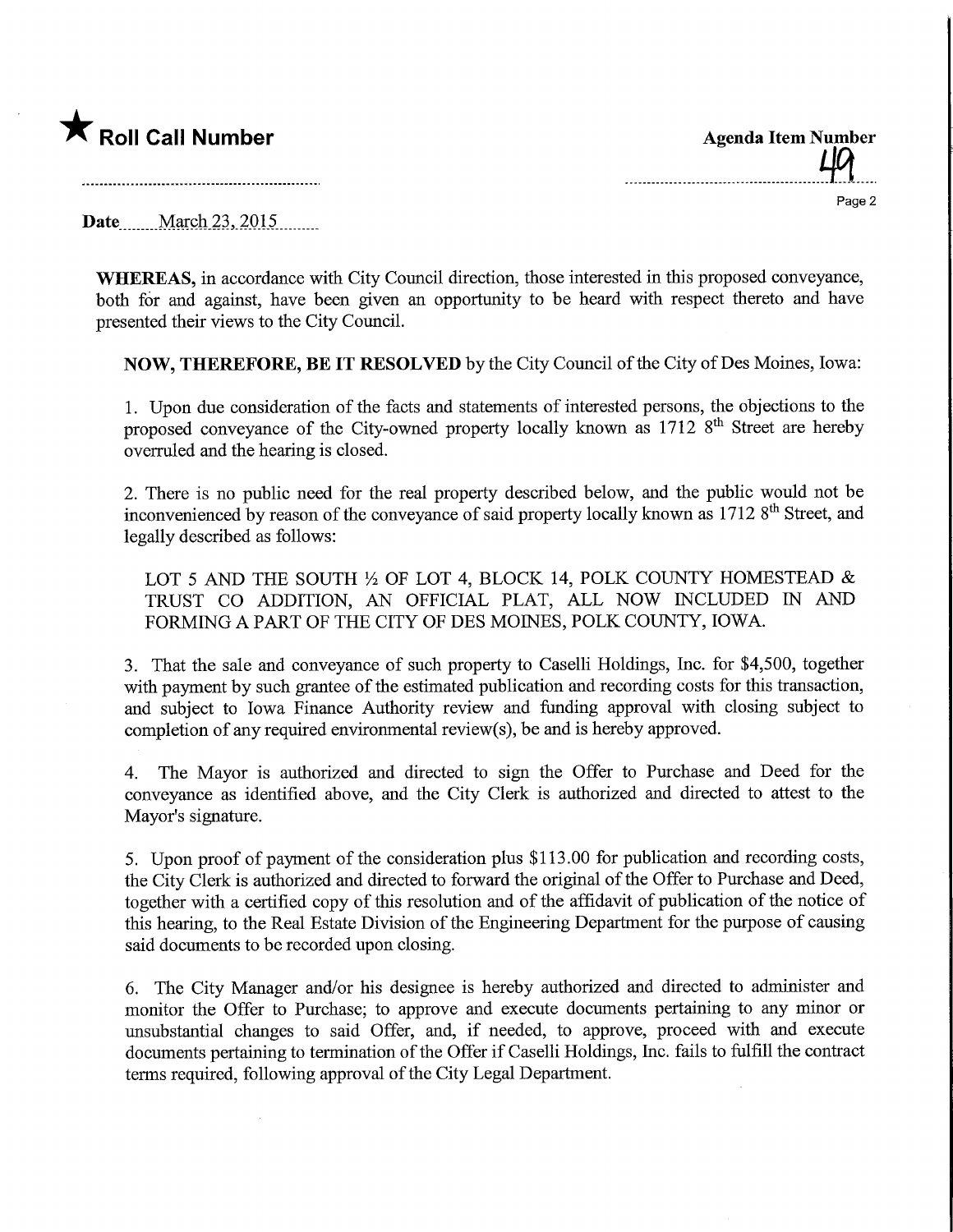★ **Roll Call Number**

**Agenda Item Number**
49

**Date** March 23, 2015

**WHEREAS,** in accordance with City Council direction, those interested in this proposed conveyance, both for and against, have been given an opportunity to be heard with respect thereto and have presented their views to the City Council.

**NOW, THEREFORE, BE IT RESOLVED** by the City Council of the City of Des Moines, Iowa:

1. Upon due consideration of the facts and statements of interested persons, the objections to the proposed conveyance of the City-owned property locally known as 1712 8th Street are hereby overruled and the hearing is closed.

2. There is no public need for the real property described below, and the public would not be inconvenienced by reason of the conveyance of said property locally known as 1712 8th Street, and legally described as follows:

LOT 5 AND THE SOUTH ½ OF LOT 4, BLOCK 14, POLK COUNTY HOMESTEAD & TRUST CO ADDITION, AN OFFICIAL PLAT, ALL NOW INCLUDED IN AND FORMING A PART OF THE CITY OF DES MOINES, POLK COUNTY, IOWA.

3. That the sale and conveyance of such property to Caselli Holdings, Inc. for $4,500, together with payment by such grantee of the estimated publication and recording costs for this transaction, and subject to Iowa Finance Authority review and funding approval with closing subject to completion of any required environmental review(s), be and is hereby approved.

4. The Mayor is authorized and directed to sign the Offer to Purchase and Deed for the conveyance as identified above, and the City Clerk is authorized and directed to attest to the Mayor's signature.

5. Upon proof of payment of the consideration plus $113.00 for publication and recording costs, the City Clerk is authorized and directed to forward the original of the Offer to Purchase and Deed, together with a certified copy of this resolution and of the affidavit of publication of the notice of this hearing, to the Real Estate Division of the Engineering Department for the purpose of causing said documents to be recorded upon closing.

6. The City Manager and/or his designee is hereby authorized and directed to administer and monitor the Offer to Purchase; to approve and execute documents pertaining to any minor or unsubstantial changes to said Offer, and, if needed, to approve, proceed with and execute documents pertaining to termination of the Offer if Caselli Holdings, Inc. fails to fulfill the contract terms required, following approval of the City Legal Department.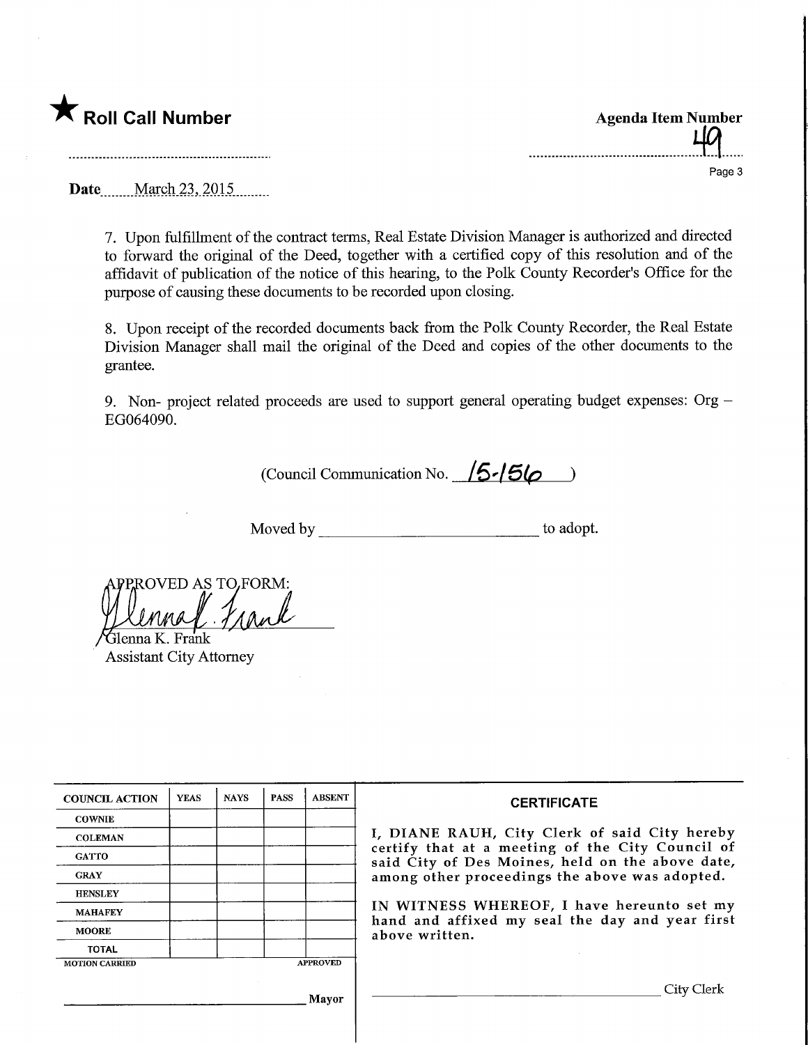★ **Roll Call Number**

**Agenda Item Number**
49

**Date** March 23, 2015

7. Upon fulfillment of the contract terms, Real Estate Division Manager is authorized and directed to forward the original of the Deed, together with a certified copy of this resolution and of the affidavit of publication of the notice of this hearing, to the Polk County Recorder's Office for the purpose of causing these documents to be recorded upon closing.

8. Upon receipt of the recorded documents back from the Polk County Recorder, the Real Estate Division Manager shall mail the original of the Deed and copies of the other documents to the grantee.

9. Non- project related proceeds are used to support general operating budget expenses: Org – EG064090.

(Council Communication No. 15-156 )

Moved by ______________________ to adopt.

APPROVED AS TO FORM:

Glenna K. Frank
Assistant City Attorney

| COUNCIL ACTION | YEAS | NAYS | PASS | ABSENT |
|---|---|---|---|---|
| COWNIE | | | | |
| COLEMAN | | | | |
| GATTO | | | | |
| GRAY | | | | |
| HENSLEY | | | | |
| MAHAFEY | | | | |
| MOORE | | | | |
| TOTAL | | | | |

MOTION CARRIED APPROVED

______________________ Mayor

**CERTIFICATE**

I, DIANE RAUH, City Clerk of said City hereby certify that at a meeting of the City Council of said City of Des Moines, held on the above date, among other proceedings the above was adopted.

IN WITNESS WHEREOF, I have hereunto set my hand and affixed my seal the day and year first above written.

______________________ City Clerk